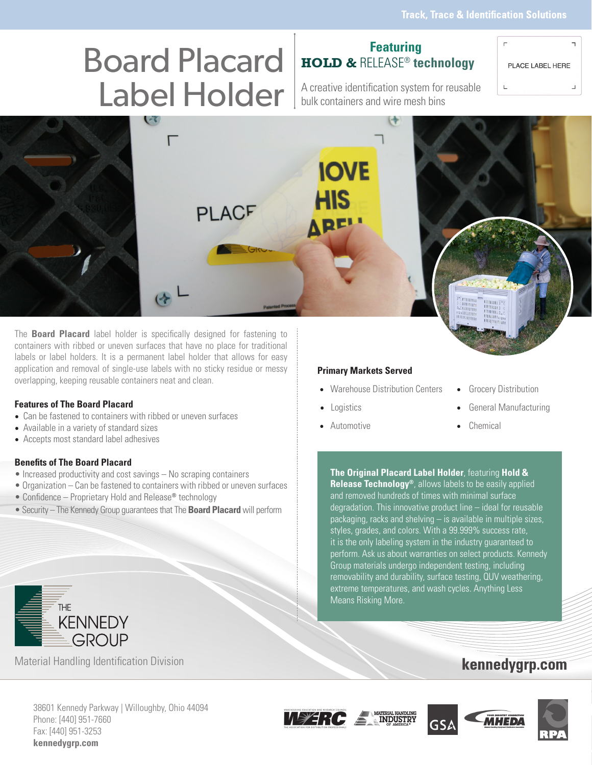Track, Trace & Identification Solutions

# Board Placard Label Holder

## Featuring HOLD & RELEASE® technology

A creative identification system for reusable bulk containers and wire mesh bins

PLACE LABEL HERE

The **Board Placard** label holder is specifically designed for fastening to containers with ribbed or uneven surfaces that have no place for traditional labels or label holders. It is a permanent label holder that allows for easy application and removal of single-use labels with no sticky residue or messy overlapping, keeping reusable containers neat and clean.

### Features of The Board Placard

- Can be fastened to containers with ribbed or uneven surfaces
- Available in a variety of standard sizes
- Accepts most standard label adhesives

### Benefits of The Board Placard

- Increased productivity and cost savings – No scraping containers
- Organization – Can be fastened to containers with ribbed or uneven surfaces
- Confidence – Proprietary Hold and Release® technology
- Security – The Kennedy Group guarantees that The **Board Placard** will perform

### Primary Markets Served

- Warehouse Distribution Centers
- Logistics
- Automotive
- Grocery Distribution
- General Manufacturing
- Chemical

**The Original Placard Label Holder**, featuring **Hold & Release Technology®**, allows labels to be easily applied and removed hundreds of times with minimal surface degradation. This innovative product line – ideal for reusable packaging, racks and shelving – is available in multiple sizes, styles, grades, and colors. With a 99.999% success rate, it is the only labeling system in the industry guaranteed to perform. Ask us about warranties on select products. Kennedy Group materials undergo independent testing, including removability and durability, surface testing, QUV weathering, extreme temperatures, and wash cycles. Anything Less Means Risking More.

THE KENNEDY GROUP

Material Handling Identification Division

**kennedygrp.com**

38601 Kennedy Parkway | Willoughby, Ohio 44094
Phone: [440] 951-7660
Fax: [440] 951-3253
**kennedygrp.com**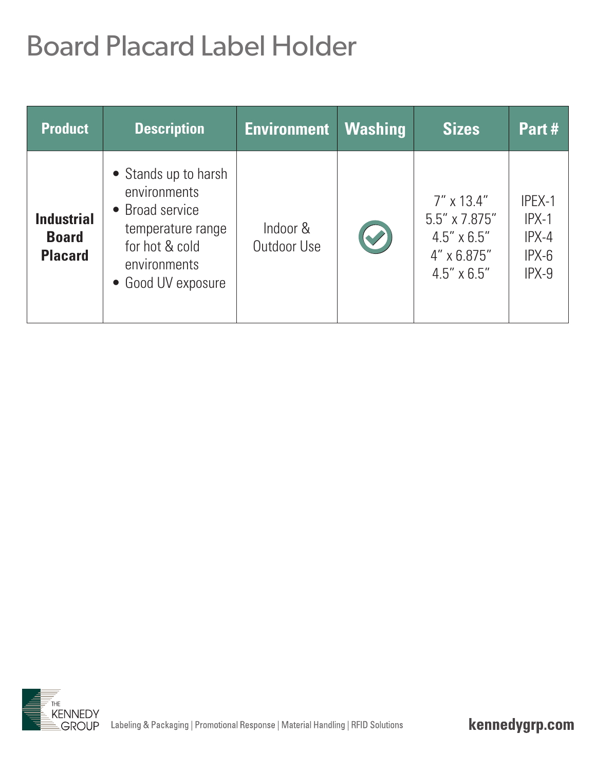# Board Placard Label Holder

| Product | Description | Environment | Washing | Sizes | Part # |
|---|---|---|---|---|---|
| **Industrial Board Placard** | • Stands up to harsh environments<br>• Broad service temperature range for hot & cold environments<br>• Good UV exposure | Indoor & Outdoor Use | ✓ | 7″ x 13.4″<br>5.5″ x 7.875″<br>4.5″ x 6.5″<br>4″ x 6.875″<br>4.5″ x 6.5″ | IPEX-1<br>IPX-1<br>IPX-4<br>IPX-6<br>IPX-9 |

THE KENNEDY GROUP

Labeling & Packaging | Promotional Response | Material Handling | RFID Solutions

**kennedygrp.com**